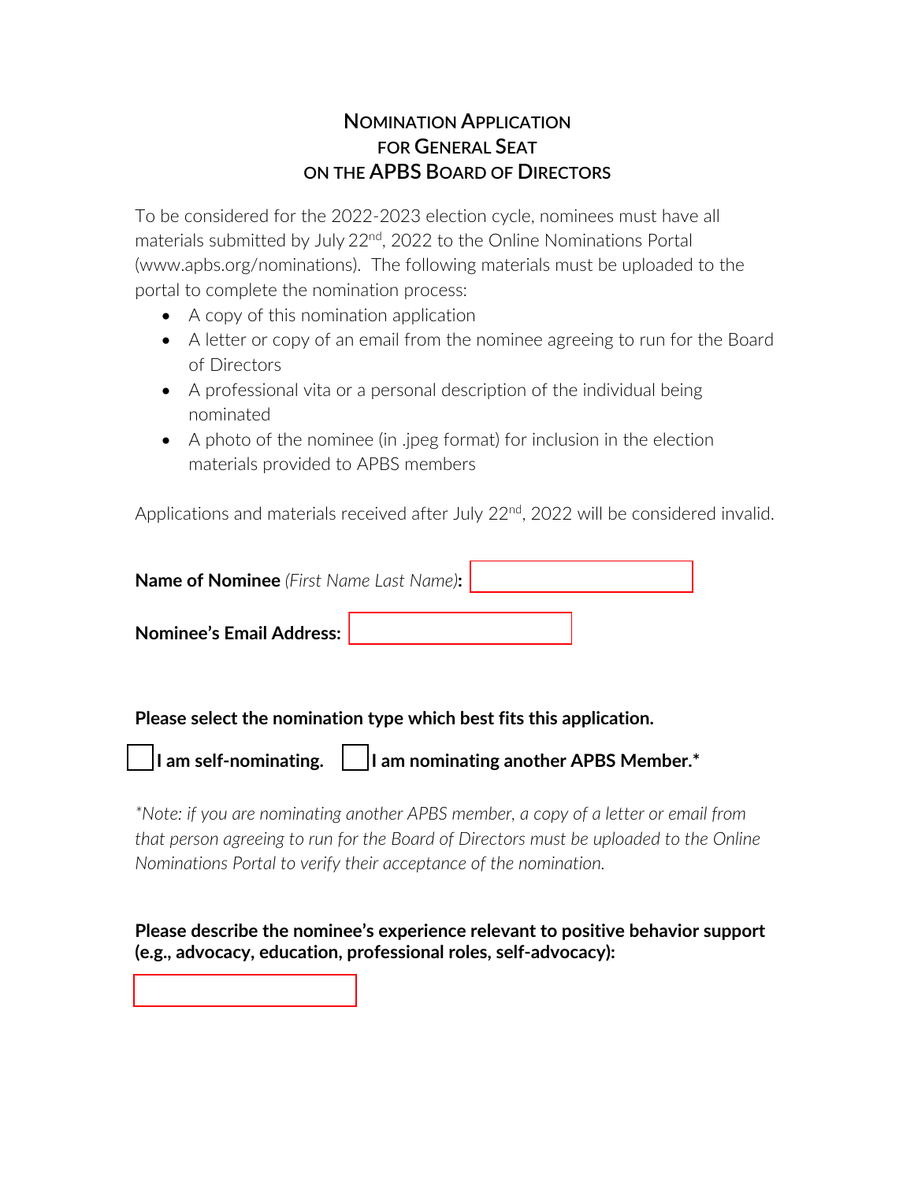# NOMINATION APPLICATION FOR GENERAL SEAT ON THE APBS BOARD OF DIRECTORS

To be considered for the 2022-2023 election cycle, nominees must have all materials submitted by July 22nd, 2022 to the Online Nominations Portal (www.apbs.org/nominations). The following materials must be uploaded to the portal to complete the nomination process:

- A copy of this nomination application
- A letter or copy of an email from the nominee agreeing to run for the Board of Directors
- A professional vita or a personal description of the individual being nominated
- A photo of the nominee (in .jpeg format) for inclusion in the election materials provided to APBS members

Applications and materials received after July 22nd, 2022 will be considered invalid.

**Name of Nominee** *(First Name Last Name)***:** ____________________

**Nominee's Email Address:** ____________________

**Please select the nomination type which best fits this application.**

☐ **I am self-nominating.** ☐ **I am nominating another APBS Member.***

*\*Note: if you are nominating another APBS member, a copy of a letter or email from that person agreeing to run for the Board of Directors must be uploaded to the Online Nominations Portal to verify their acceptance of the nomination.*

**Please describe the nominee's experience relevant to positive behavior support (e.g., advocacy, education, professional roles, self-advocacy):**

____________________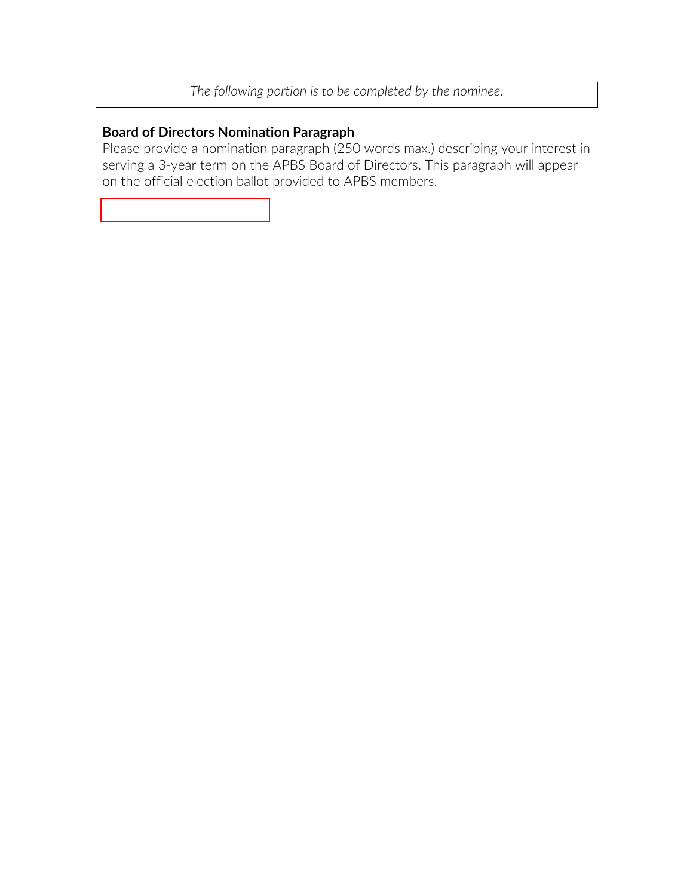*The following portion is to be completed by the nominee.*

**Board of Directors Nomination Paragraph**

Please provide a nomination paragraph (250 words max.) describing your interest in serving a 3-year term on the APBS Board of Directors. This paragraph will appear on the official election ballot provided to APBS members.